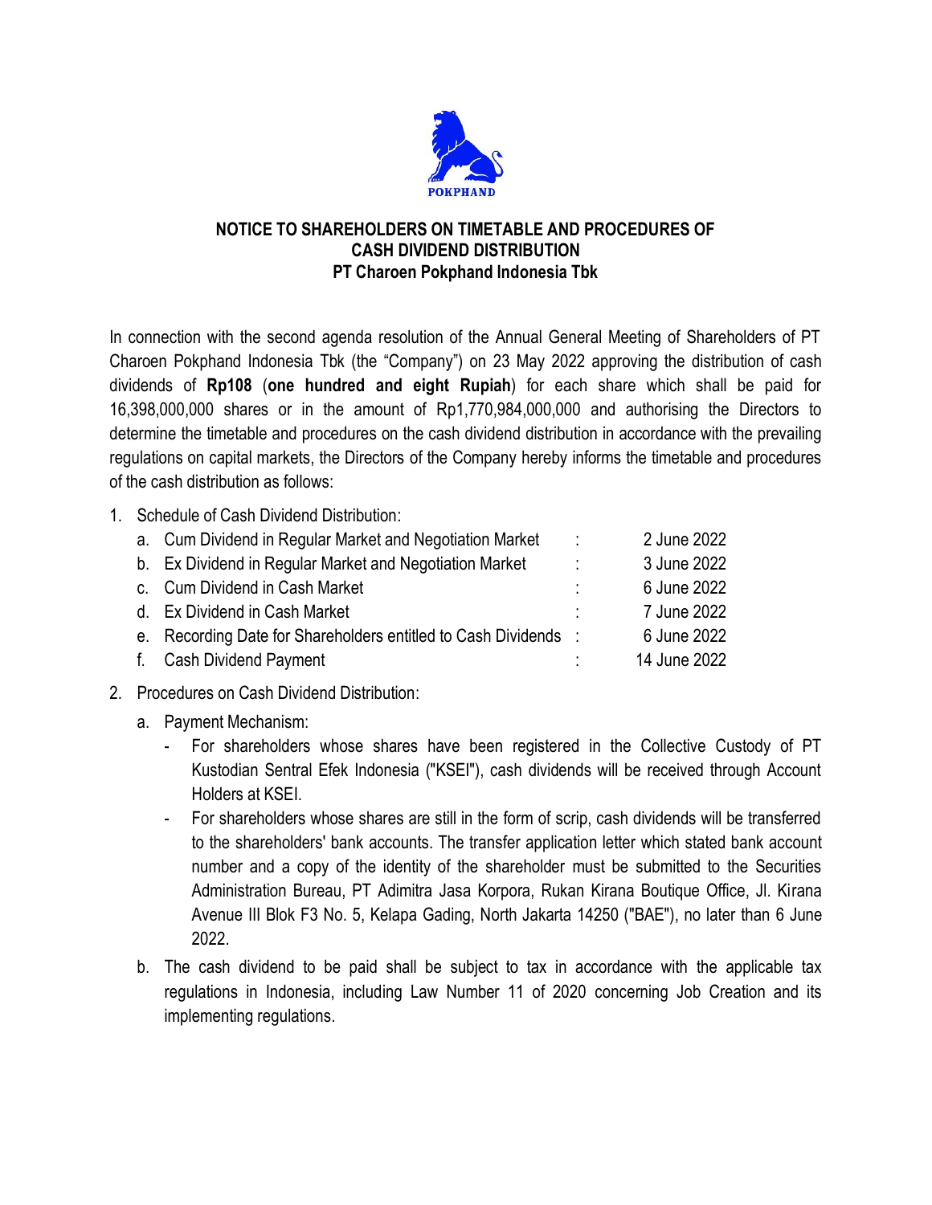POKPHAND

**NOTICE TO SHAREHOLDERS ON TIMETABLE AND PROCEDURES OF CASH DIVIDEND DISTRIBUTION**
**PT Charoen Pokphand Indonesia Tbk**

In connection with the second agenda resolution of the Annual General Meeting of Shareholders of PT Charoen Pokphand Indonesia Tbk (the "Company") on 23 May 2022 approving the distribution of cash dividends of **Rp108** (**one hundred and eight Rupiah**) for each share which shall be paid for 16,398,000,000 shares or in the amount of Rp1,770,984,000,000 and authorising the Directors to determine the timetable and procedures on the cash dividend distribution in accordance with the prevailing regulations on capital markets, the Directors of the Company hereby informs the timetable and procedures of the cash distribution as follows:

1. Schedule of Cash Dividend Distribution:

| | | | |
|---|---|---|---|
| a. | Cum Dividend in Regular Market and Negotiation Market | : | 2 June 2022 |
| b. | Ex Dividend in Regular Market and Negotiation Market | : | 3 June 2022 |
| c. | Cum Dividend in Cash Market | : | 6 June 2022 |
| d. | Ex Dividend in Cash Market | : | 7 June 2022 |
| e. | Recording Date for Shareholders entitled to Cash Dividends | : | 6 June 2022 |
| f. | Cash Dividend Payment | : | 14 June 2022 |

2. Procedures on Cash Dividend Distribution:
   a. Payment Mechanism:
      - For shareholders whose shares have been registered in the Collective Custody of PT Kustodian Sentral Efek Indonesia ("KSEI"), cash dividends will be received through Account Holders at KSEI.
      - For shareholders whose shares are still in the form of scrip, cash dividends will be transferred to the shareholders' bank accounts. The transfer application letter which stated bank account number and a copy of the identity of the shareholder must be submitted to the Securities Administration Bureau, PT Adimitra Jasa Korpora, Rukan Kirana Boutique Office, Jl. Kirana Avenue III Blok F3 No. 5, Kelapa Gading, North Jakarta 14250 ("BAE"), no later than 6 June 2022.

   b. The cash dividend to be paid shall be subject to tax in accordance with the applicable tax regulations in Indonesia, including Law Number 11 of 2020 concerning Job Creation and its implementing regulations.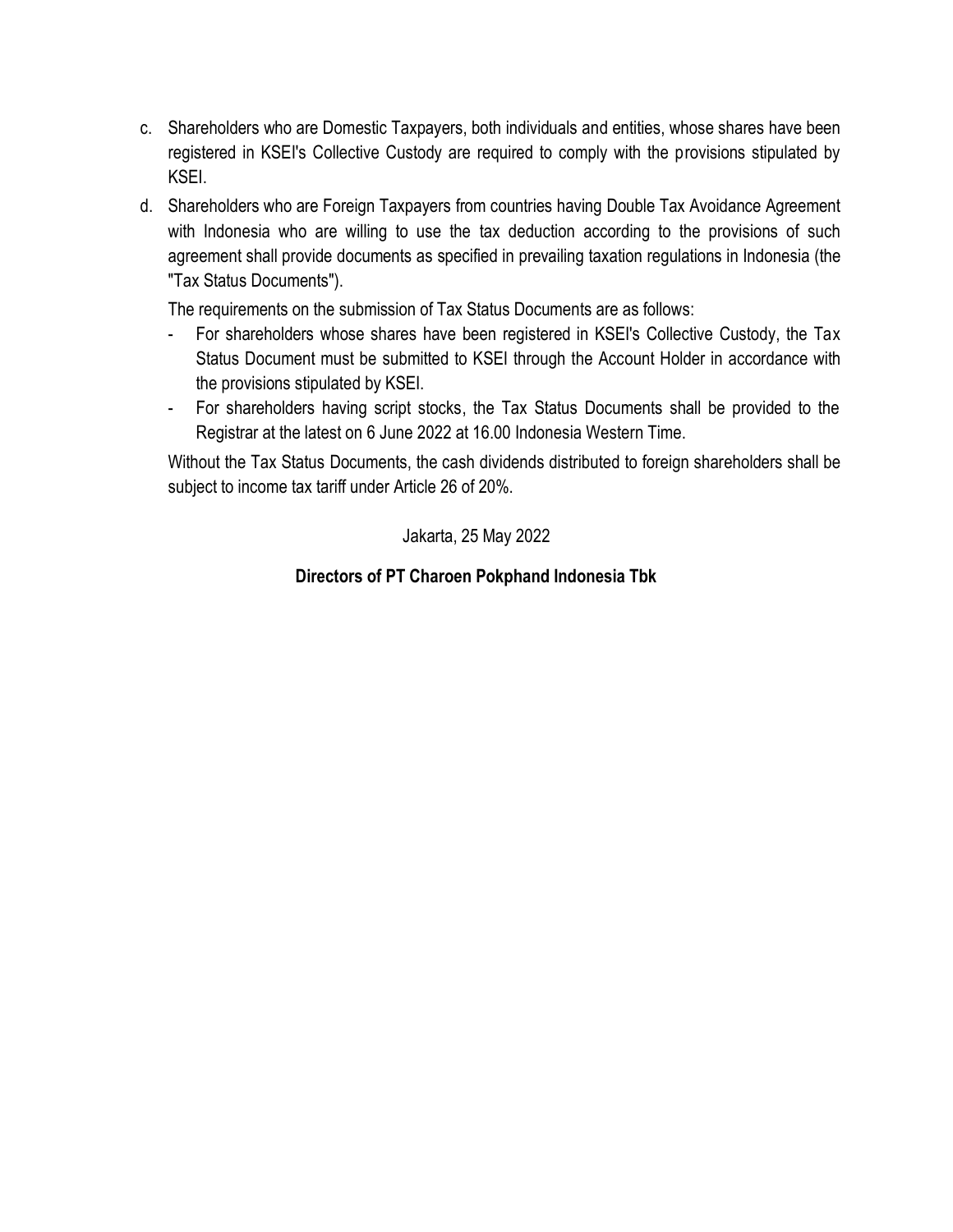c. Shareholders who are Domestic Taxpayers, both individuals and entities, whose shares have been registered in KSEI's Collective Custody are required to comply with the provisions stipulated by KSEI.

d. Shareholders who are Foreign Taxpayers from countries having Double Tax Avoidance Agreement with Indonesia who are willing to use the tax deduction according to the provisions of such agreement shall provide documents as specified in prevailing taxation regulations in Indonesia (the "Tax Status Documents").

   The requirements on the submission of Tax Status Documents are as follows:

   - For shareholders whose shares have been registered in KSEI's Collective Custody, the Tax Status Document must be submitted to KSEI through the Account Holder in accordance with the provisions stipulated by KSEI.
   - For shareholders having script stocks, the Tax Status Documents shall be provided to the Registrar at the latest on 6 June 2022 at 16.00 Indonesia Western Time.

   Without the Tax Status Documents, the cash dividends distributed to foreign shareholders shall be subject to income tax tariff under Article 26 of 20%.

Jakarta, 25 May 2022

**Directors of PT Charoen Pokphand Indonesia Tbk**